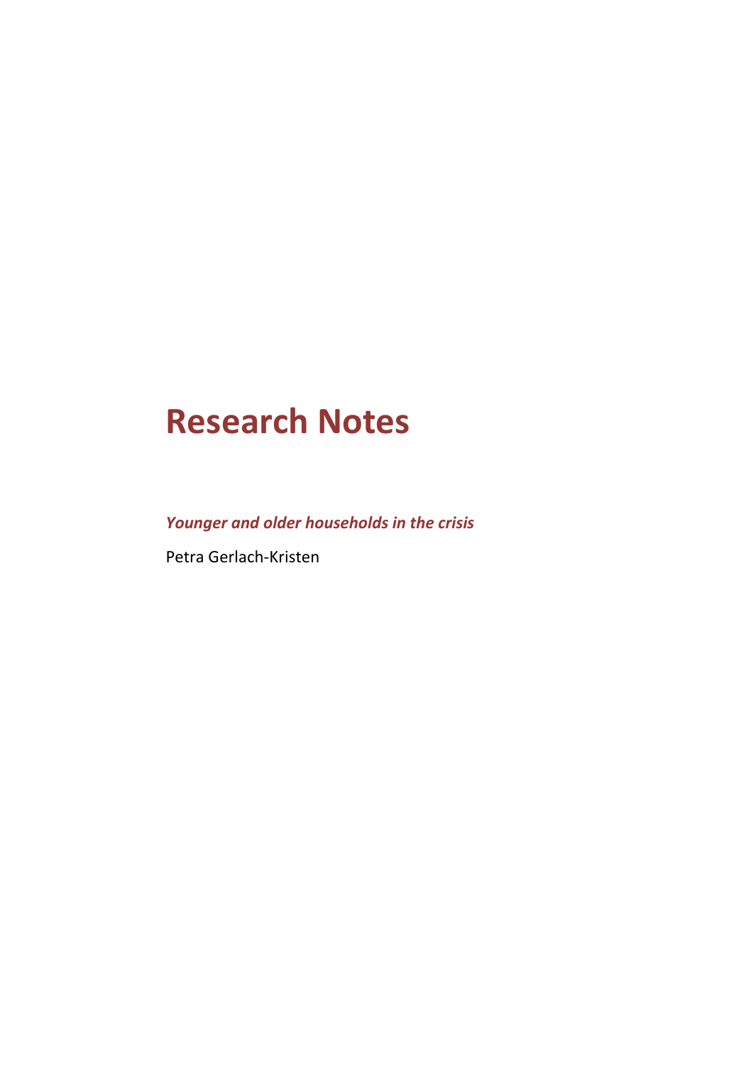# Research Notes

***Younger and older households in the crisis***

Petra Gerlach-Kristen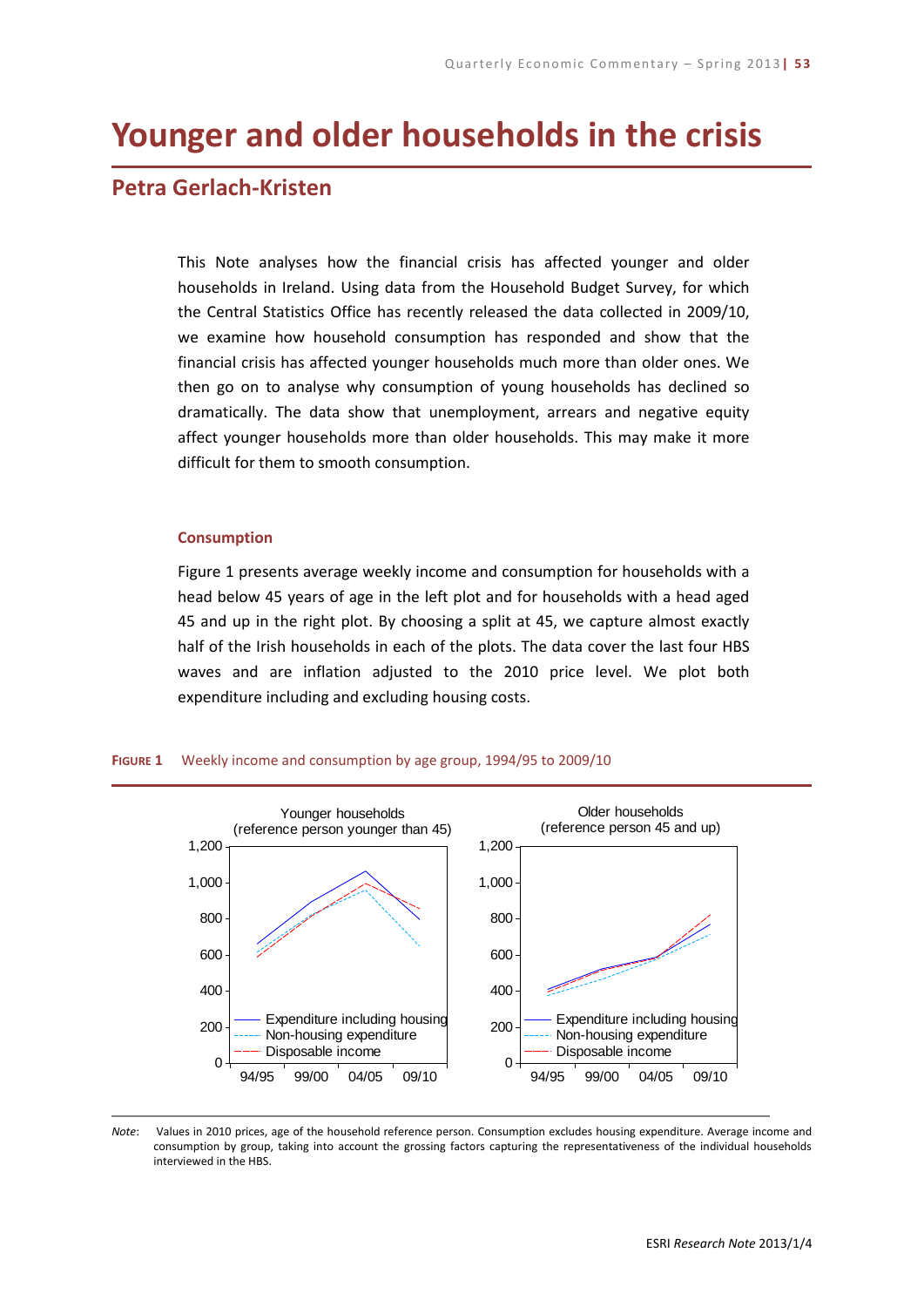# Younger and older households in the crisis

## Petra Gerlach-Kristen

This Note analyses how the financial crisis has affected younger and older households in Ireland. Using data from the Household Budget Survey, for which the Central Statistics Office has recently released the data collected in 2009/10, we examine how household consumption has responded and show that the financial crisis has affected younger households much more than older ones. We then go on to analyse why consumption of young households has declined so dramatically. The data show that unemployment, arrears and negative equity affect younger households more than older households. This may make it more difficult for them to smooth consumption.

### Consumption

Figure 1 presents average weekly income and consumption for households with a head below 45 years of age in the left plot and for households with a head aged 45 and up in the right plot. By choosing a split at 45, we capture almost exactly half of the Irish households in each of the plots. The data cover the last four HBS waves and are inflation adjusted to the 2010 price level. We plot both expenditure including and excluding housing costs.

**FIGURE 1** Weekly income and consumption by age group, 1994/95 to 2009/10

*Note*: Values in 2010 prices, age of the household reference person. Consumption excludes housing expenditure. Average income and consumption by group, taking into account the grossing factors capturing the representativeness of the individual households interviewed in the HBS.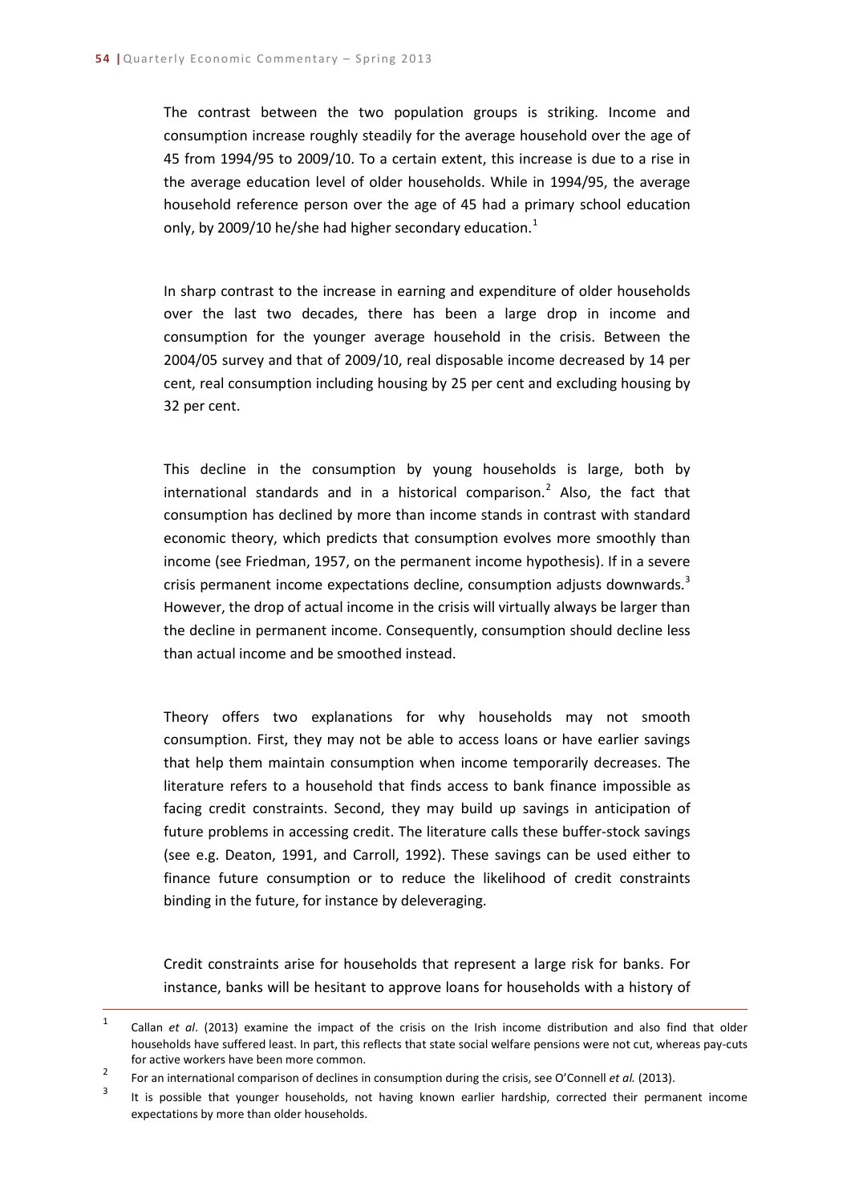The contrast between the two population groups is striking. Income and consumption increase roughly steadily for the average household over the age of 45 from 1994/95 to 2009/10. To a certain extent, this increase is due to a rise in the average education level of older households. While in 1994/95, the average household reference person over the age of 45 had a primary school education only, by 2009/10 he/she had higher secondary education.[1]

In sharp contrast to the increase in earning and expenditure of older households over the last two decades, there has been a large drop in income and consumption for the younger average household in the crisis. Between the 2004/05 survey and that of 2009/10, real disposable income decreased by 14 per cent, real consumption including housing by 25 per cent and excluding housing by 32 per cent.

This decline in the consumption by young households is large, both by international standards and in a historical comparison.[2] Also, the fact that consumption has declined by more than income stands in contrast with standard economic theory, which predicts that consumption evolves more smoothly than income (see Friedman, 1957, on the permanent income hypothesis). If in a severe crisis permanent income expectations decline, consumption adjusts downwards.[3] However, the drop of actual income in the crisis will virtually always be larger than the decline in permanent income. Consequently, consumption should decline less than actual income and be smoothed instead.

Theory offers two explanations for why households may not smooth consumption. First, they may not be able to access loans or have earlier savings that help them maintain consumption when income temporarily decreases. The literature refers to a household that finds access to bank finance impossible as facing credit constraints. Second, they may build up savings in anticipation of future problems in accessing credit. The literature calls these buffer-stock savings (see e.g. Deaton, 1991, and Carroll, 1992). These savings can be used either to finance future consumption or to reduce the likelihood of credit constraints binding in the future, for instance by deleveraging.

Credit constraints arise for households that represent a large risk for banks. For instance, banks will be hesitant to approve loans for households with a history of

---

[1] Callan *et al*. (2013) examine the impact of the crisis on the Irish income distribution and also find that older households have suffered least. In part, this reflects that state social welfare pensions were not cut, whereas pay-cuts for active workers have been more common.

[2] For an international comparison of declines in consumption during the crisis, see O'Connell *et al.* (2013).

[3] It is possible that younger households, not having known earlier hardship, corrected their permanent income expectations by more than older households.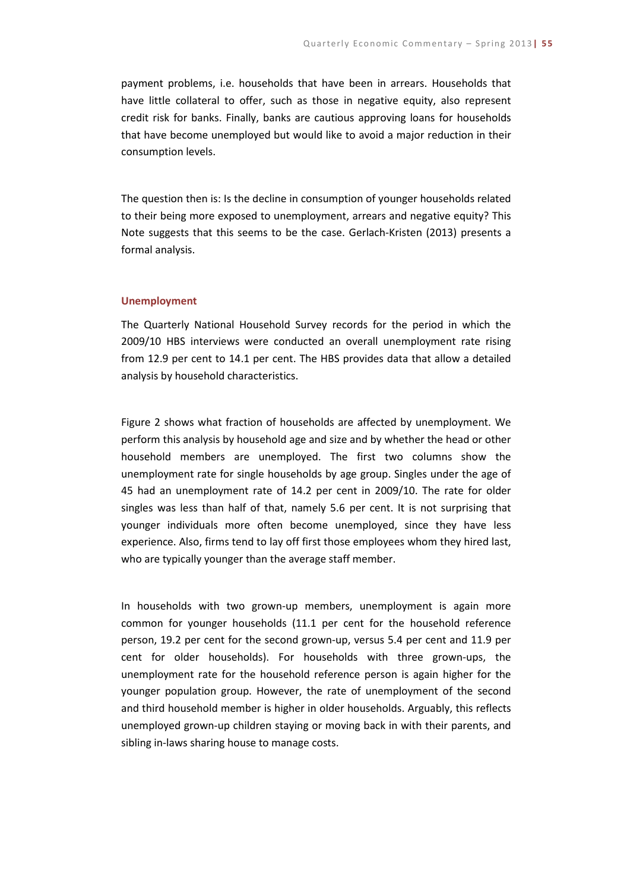payment problems, i.e. households that have been in arrears. Households that have little collateral to offer, such as those in negative equity, also represent credit risk for banks. Finally, banks are cautious approving loans for households that have become unemployed but would like to avoid a major reduction in their consumption levels.

The question then is: Is the decline in consumption of younger households related to their being more exposed to unemployment, arrears and negative equity? This Note suggests that this seems to be the case. Gerlach-Kristen (2013) presents a formal analysis.

### Unemployment

The Quarterly National Household Survey records for the period in which the 2009/10 HBS interviews were conducted an overall unemployment rate rising from 12.9 per cent to 14.1 per cent. The HBS provides data that allow a detailed analysis by household characteristics.

Figure 2 shows what fraction of households are affected by unemployment. We perform this analysis by household age and size and by whether the head or other household members are unemployed. The first two columns show the unemployment rate for single households by age group. Singles under the age of 45 had an unemployment rate of 14.2 per cent in 2009/10. The rate for older singles was less than half of that, namely 5.6 per cent. It is not surprising that younger individuals more often become unemployed, since they have less experience. Also, firms tend to lay off first those employees whom they hired last, who are typically younger than the average staff member.

In households with two grown-up members, unemployment is again more common for younger households (11.1 per cent for the household reference person, 19.2 per cent for the second grown-up, versus 5.4 per cent and 11.9 per cent for older households). For households with three grown-ups, the unemployment rate for the household reference person is again higher for the younger population group. However, the rate of unemployment of the second and third household member is higher in older households. Arguably, this reflects unemployed grown-up children staying or moving back in with their parents, and sibling in-laws sharing house to manage costs.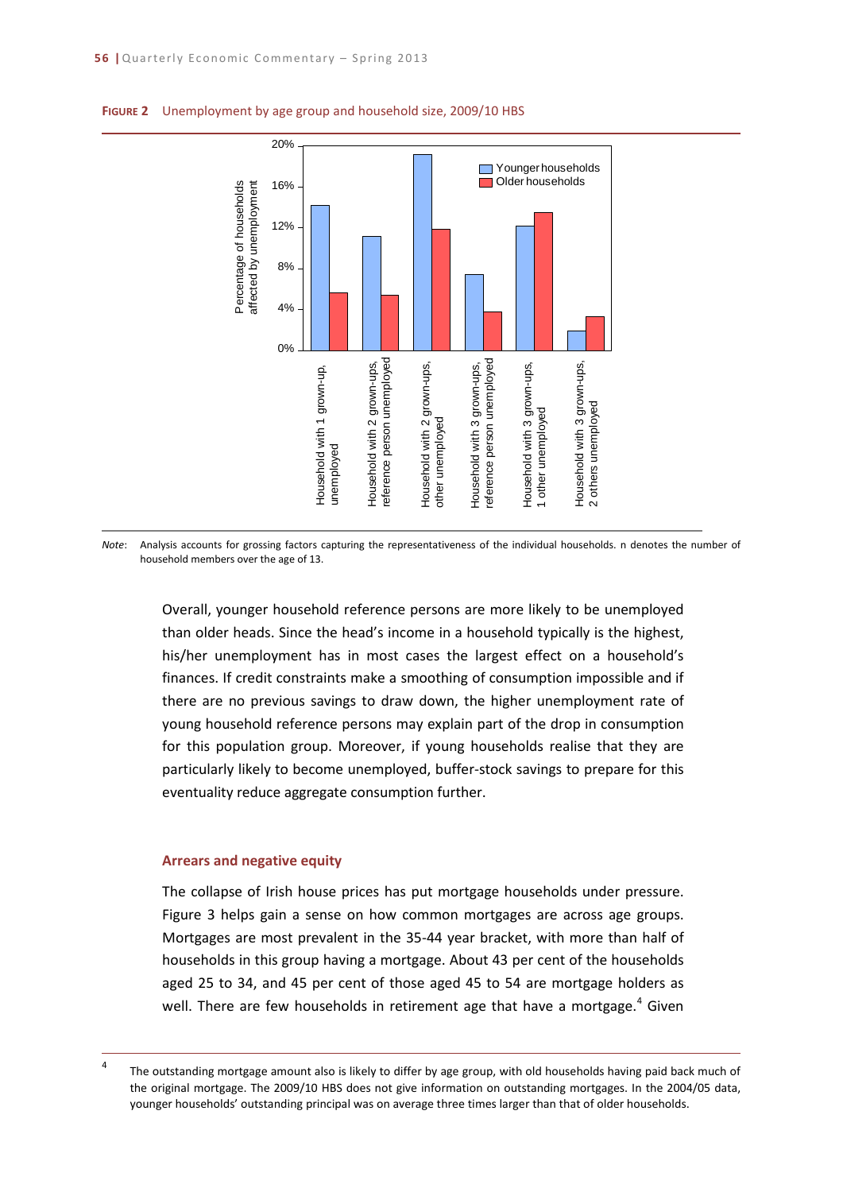**FIGURE 2** Unemployment by age group and household size, 2009/10 HBS

*Note*: Analysis accounts for grossing factors capturing the representativeness of the individual households. n denotes the number of household members over the age of 13.

Overall, younger household reference persons are more likely to be unemployed than older heads. Since the head's income in a household typically is the highest, his/her unemployment has in most cases the largest effect on a household's finances. If credit constraints make a smoothing of consumption impossible and if there are no previous savings to draw down, the higher unemployment rate of young household reference persons may explain part of the drop in consumption for this population group. Moreover, if young households realise that they are particularly likely to become unemployed, buffer-stock savings to prepare for this eventuality reduce aggregate consumption further.

### Arrears and negative equity

The collapse of Irish house prices has put mortgage households under pressure. Figure 3 helps gain a sense on how common mortgages are across age groups. Mortgages are most prevalent in the 35-44 year bracket, with more than half of households in this group having a mortgage. About 43 per cent of the households aged 25 to 34, and 45 per cent of those aged 45 to 54 are mortgage holders as well. There are few households in retirement age that have a mortgage.[4] Given

[4] The outstanding mortgage amount also is likely to differ by age group, with old households having paid back much of the original mortgage. The 2009/10 HBS does not give information on outstanding mortgages. In the 2004/05 data, younger households' outstanding principal was on average three times larger than that of older households.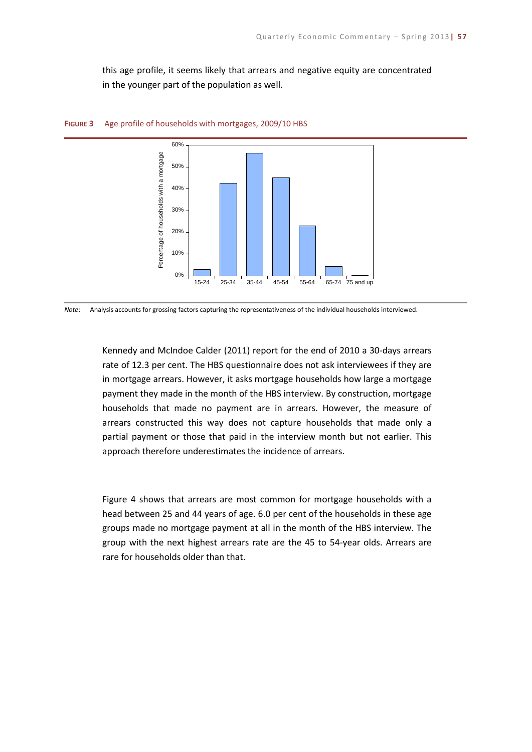this age profile, it seems likely that arrears and negative equity are concentrated in the younger part of the population as well.

**FIGURE 3** Age profile of households with mortgages, 2009/10 HBS

*Note*: Analysis accounts for grossing factors capturing the representativeness of the individual households interviewed.

Kennedy and McIndoe Calder (2011) report for the end of 2010 a 30-days arrears rate of 12.3 per cent. The HBS questionnaire does not ask interviewees if they are in mortgage arrears. However, it asks mortgage households how large a mortgage payment they made in the month of the HBS interview. By construction, mortgage households that made no payment are in arrears. However, the measure of arrears constructed this way does not capture households that made only a partial payment or those that paid in the interview month but not earlier. This approach therefore underestimates the incidence of arrears.

Figure 4 shows that arrears are most common for mortgage households with a head between 25 and 44 years of age. 6.0 per cent of the households in these age groups made no mortgage payment at all in the month of the HBS interview. The group with the next highest arrears rate are the 45 to 54-year olds. Arrears are rare for households older than that.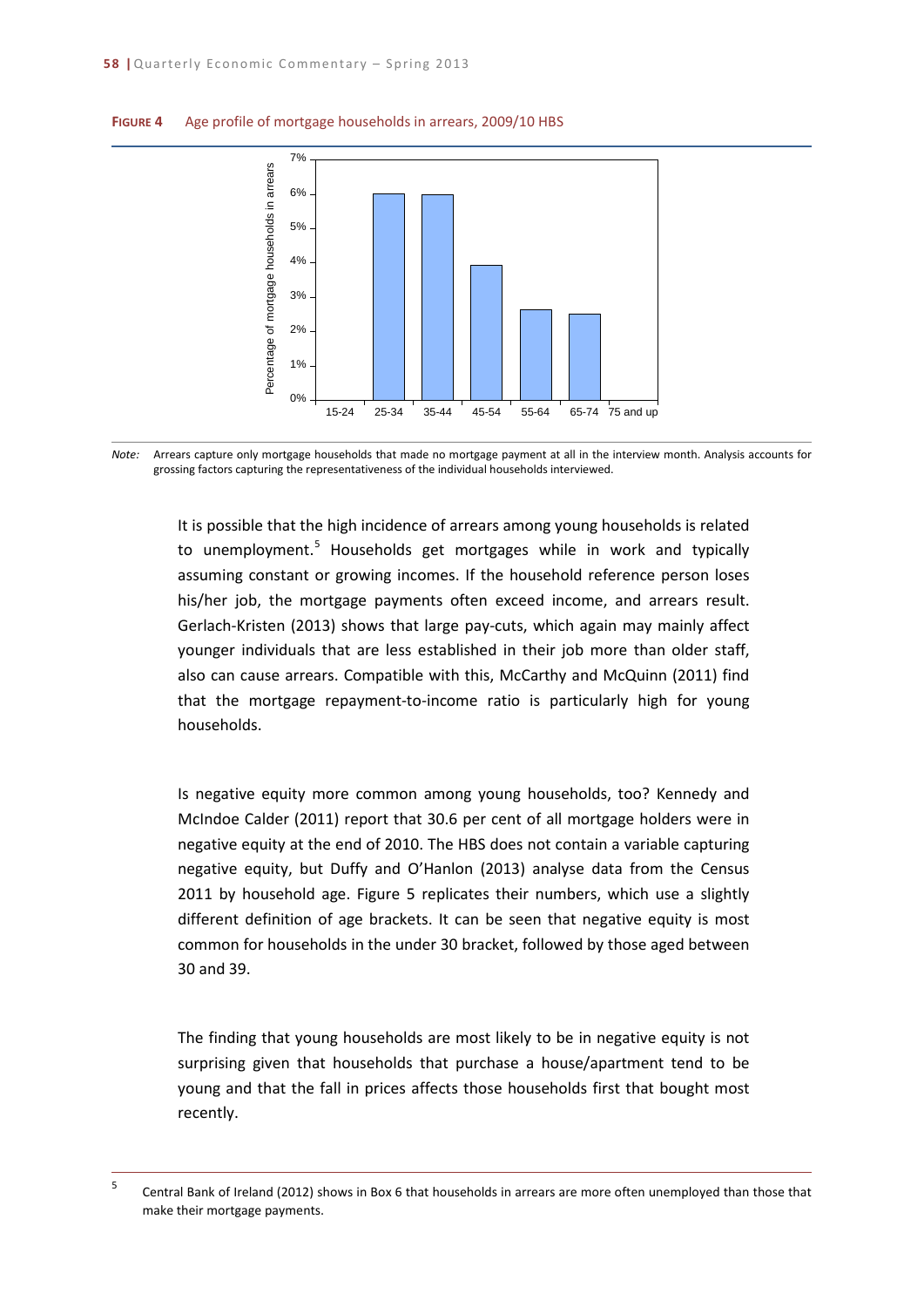**FIGURE 4** Age profile of mortgage households in arrears, 2009/10 HBS

*Note:* Arrears capture only mortgage households that made no mortgage payment at all in the interview month. Analysis accounts for grossing factors capturing the representativeness of the individual households interviewed.

It is possible that the high incidence of arrears among young households is related to unemployment.[5] Households get mortgages while in work and typically assuming constant or growing incomes. If the household reference person loses his/her job, the mortgage payments often exceed income, and arrears result. Gerlach-Kristen (2013) shows that large pay-cuts, which again may mainly affect younger individuals that are less established in their job more than older staff, also can cause arrears. Compatible with this, McCarthy and McQuinn (2011) find that the mortgage repayment-to-income ratio is particularly high for young households.

Is negative equity more common among young households, too? Kennedy and McIndoe Calder (2011) report that 30.6 per cent of all mortgage holders were in negative equity at the end of 2010. The HBS does not contain a variable capturing negative equity, but Duffy and O'Hanlon (2013) analyse data from the Census 2011 by household age. Figure 5 replicates their numbers, which use a slightly different definition of age brackets. It can be seen that negative equity is most common for households in the under 30 bracket, followed by those aged between 30 and 39.

The finding that young households are most likely to be in negative equity is not surprising given that households that purchase a house/apartment tend to be young and that the fall in prices affects those households first that bought most recently.

---

[5] Central Bank of Ireland (2012) shows in Box 6 that households in arrears are more often unemployed than those that make their mortgage payments.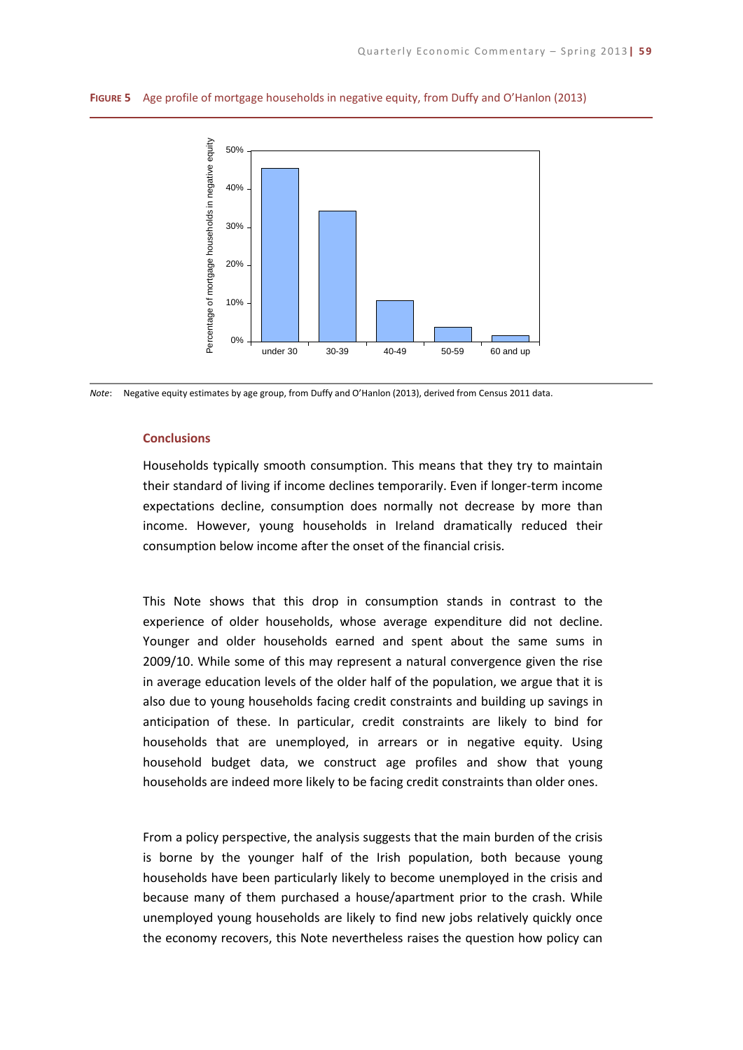**FIGURE 5** Age profile of mortgage households in negative equity, from Duffy and O'Hanlon (2013)

*Note*: Negative equity estimates by age group, from Duffy and O'Hanlon (2013), derived from Census 2011 data.

## Conclusions

Households typically smooth consumption. This means that they try to maintain their standard of living if income declines temporarily. Even if longer-term income expectations decline, consumption does normally not decrease by more than income. However, young households in Ireland dramatically reduced their consumption below income after the onset of the financial crisis.

This Note shows that this drop in consumption stands in contrast to the experience of older households, whose average expenditure did not decline. Younger and older households earned and spent about the same sums in 2009/10. While some of this may represent a natural convergence given the rise in average education levels of the older half of the population, we argue that it is also due to young households facing credit constraints and building up savings in anticipation of these. In particular, credit constraints are likely to bind for households that are unemployed, in arrears or in negative equity. Using household budget data, we construct age profiles and show that young households are indeed more likely to be facing credit constraints than older ones.

From a policy perspective, the analysis suggests that the main burden of the crisis is borne by the younger half of the Irish population, both because young households have been particularly likely to become unemployed in the crisis and because many of them purchased a house/apartment prior to the crash. While unemployed young households are likely to find new jobs relatively quickly once the economy recovers, this Note nevertheless raises the question how policy can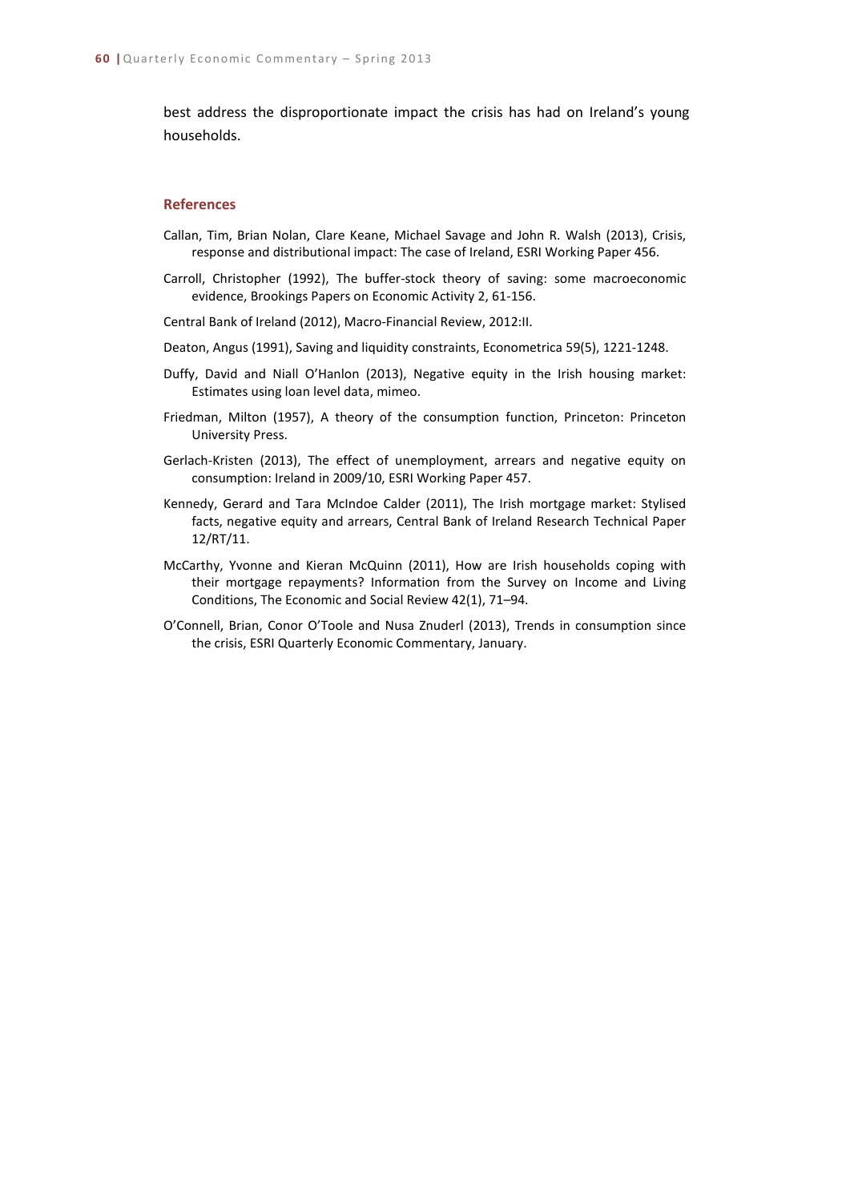best address the disproportionate impact the crisis has had on Ireland's young households.

## References

Callan, Tim, Brian Nolan, Clare Keane, Michael Savage and John R. Walsh (2013), Crisis, response and distributional impact: The case of Ireland, ESRI Working Paper 456.

Carroll, Christopher (1992), The buffer-stock theory of saving: some macroeconomic evidence, Brookings Papers on Economic Activity 2, 61-156.

Central Bank of Ireland (2012), Macro-Financial Review, 2012:II.

Deaton, Angus (1991), Saving and liquidity constraints, Econometrica 59(5), 1221-1248.

Duffy, David and Niall O'Hanlon (2013), Negative equity in the Irish housing market: Estimates using loan level data, mimeo.

Friedman, Milton (1957), A theory of the consumption function, Princeton: Princeton University Press.

Gerlach-Kristen (2013), The effect of unemployment, arrears and negative equity on consumption: Ireland in 2009/10, ESRI Working Paper 457.

Kennedy, Gerard and Tara McIndoe Calder (2011), The Irish mortgage market: Stylised facts, negative equity and arrears, Central Bank of Ireland Research Technical Paper 12/RT/11.

McCarthy, Yvonne and Kieran McQuinn (2011), How are Irish households coping with their mortgage repayments? Information from the Survey on Income and Living Conditions, The Economic and Social Review 42(1), 71–94.

O'Connell, Brian, Conor O'Toole and Nusa Znuderl (2013), Trends in consumption since the crisis, ESRI Quarterly Economic Commentary, January.